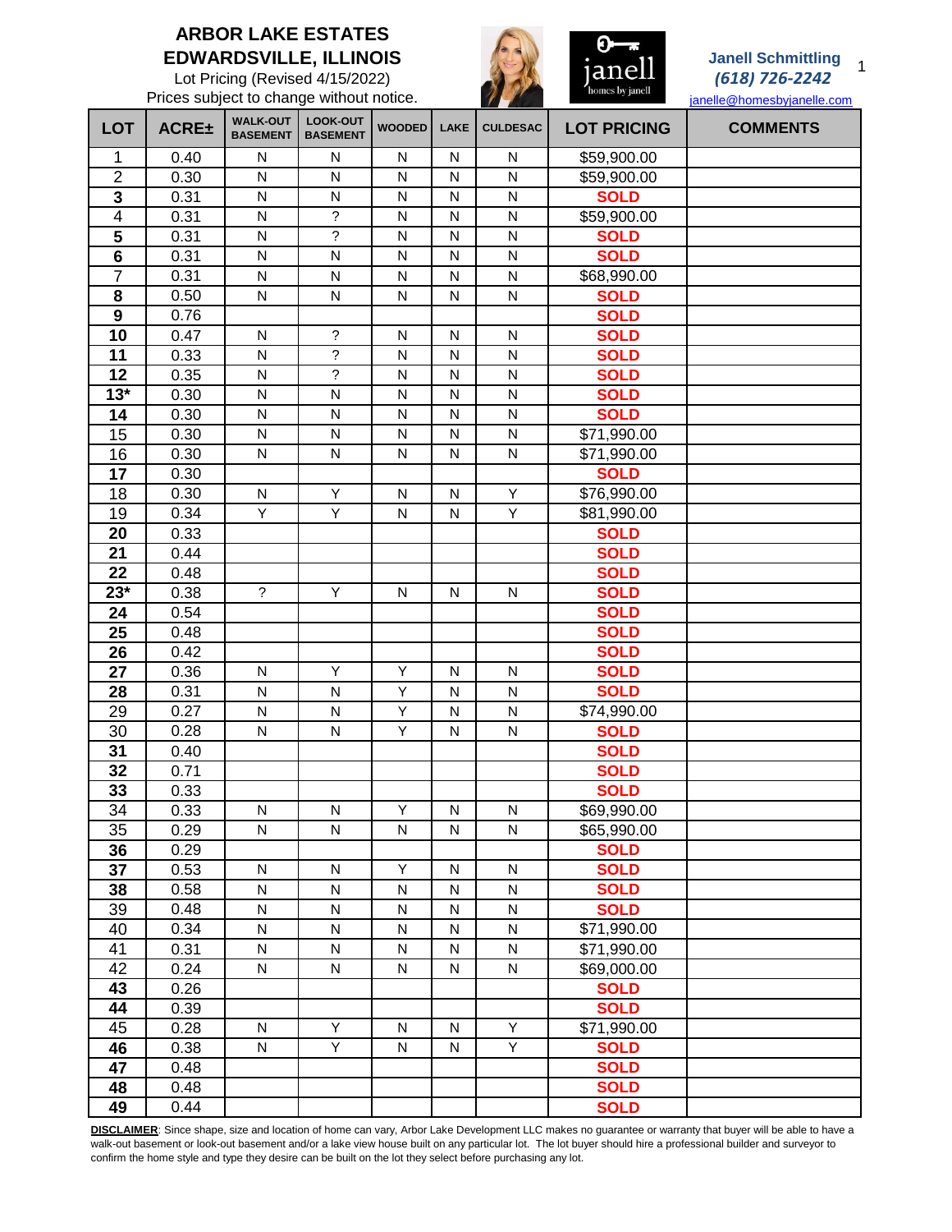# ARBOR LAKE ESTATES
# EDWARDSVILLE, ILLINOIS

Lot Pricing (Revised 4/15/2022)
Prices subject to change without notice.

**Janell Schmittling**
***(618) 726-2242***
janelle@homesbyjanelle.com

| LOT | ACRE± | WALK-OUT BASEMENT | LOOK-OUT BASEMENT | WOODED | LAKE | CULDESAC | LOT PRICING | COMMENTS |
|---|---|---|---|---|---|---|---|---|
| 1 | 0.40 | N | N | N | N | N | $59,900.00 | |
| 2 | 0.30 | N | N | N | N | N | $59,900.00 | |
| **3** | 0.31 | N | N | N | N | N | **SOLD** | |
| 4 | 0.31 | N | ? | N | N | N | $59,900.00 | |
| **5** | 0.31 | N | ? | N | N | N | **SOLD** | |
| **6** | 0.31 | N | N | N | N | N | **SOLD** | |
| 7 | 0.31 | N | N | N | N | N | $68,990.00 | |
| **8** | 0.50 | N | N | N | N | N | **SOLD** | |
| **9** | 0.76 | | | | | | **SOLD** | |
| **10** | 0.47 | N | ? | N | N | N | **SOLD** | |
| **11** | 0.33 | N | ? | N | N | N | **SOLD** | |
| **12** | 0.35 | N | ? | N | N | N | **SOLD** | |
| **13*** | 0.30 | N | N | N | N | N | **SOLD** | |
| **14** | 0.30 | N | N | N | N | N | **SOLD** | |
| 15 | 0.30 | N | N | N | N | N | $71,990.00 | |
| 16 | 0.30 | N | N | N | N | N | $71,990.00 | |
| **17** | 0.30 | | | | | | **SOLD** | |
| 18 | 0.30 | N | Y | N | N | Y | $76,990.00 | |
| 19 | 0.34 | Y | Y | N | N | Y | $81,990.00 | |
| **20** | 0.33 | | | | | | **SOLD** | |
| **21** | 0.44 | | | | | | **SOLD** | |
| **22** | 0.48 | | | | | | **SOLD** | |
| **23*** | 0.38 | ? | Y | N | N | N | **SOLD** | |
| **24** | 0.54 | | | | | | **SOLD** | |
| **25** | 0.48 | | | | | | **SOLD** | |
| **26** | 0.42 | | | | | | **SOLD** | |
| **27** | 0.36 | N | Y | Y | N | N | **SOLD** | |
| **28** | 0.31 | N | N | Y | N | N | **SOLD** | |
| 29 | 0.27 | N | N | Y | N | N | $74,990.00 | |
| **30** | 0.28 | N | N | Y | N | N | **SOLD** | |
| **31** | 0.40 | | | | | | **SOLD** | |
| **32** | 0.71 | | | | | | **SOLD** | |
| **33** | 0.33 | | | | | | **SOLD** | |
| 34 | 0.33 | N | N | Y | N | N | $69,990.00 | |
| 35 | 0.29 | N | N | N | N | N | $65,990.00 | |
| **36** | 0.29 | | | | | | **SOLD** | |
| **37** | 0.53 | N | N | Y | N | N | **SOLD** | |
| **38** | 0.58 | N | N | N | N | N | **SOLD** | |
| **39** | 0.48 | N | N | N | N | N | **SOLD** | |
| 40 | 0.34 | N | N | N | N | N | $71,990.00 | |
| 41 | 0.31 | N | N | N | N | N | $71,990.00 | |
| 42 | 0.24 | N | N | N | N | N | $69,000.00 | |
| **43** | 0.26 | | | | | | **SOLD** | |
| **44** | 0.39 | | | | | | **SOLD** | |
| 45 | 0.28 | N | Y | N | N | Y | $71,990.00 | |
| **46** | 0.38 | N | Y | N | N | Y | **SOLD** | |
| **47** | 0.48 | | | | | | **SOLD** | |
| **48** | 0.48 | | | | | | **SOLD** | |
| **49** | 0.44 | | | | | | **SOLD** | |

**DISCLAIMER**: Since shape, size and location of home can vary, Arbor Lake Development LLC makes no guarantee or warranty that buyer will be able to have a walk-out basement or look-out basement and/or a lake view house built on any particular lot. The lot buyer should hire a professional builder and surveyor to confirm the home style and type they desire can be built on the lot they select before purchasing any lot.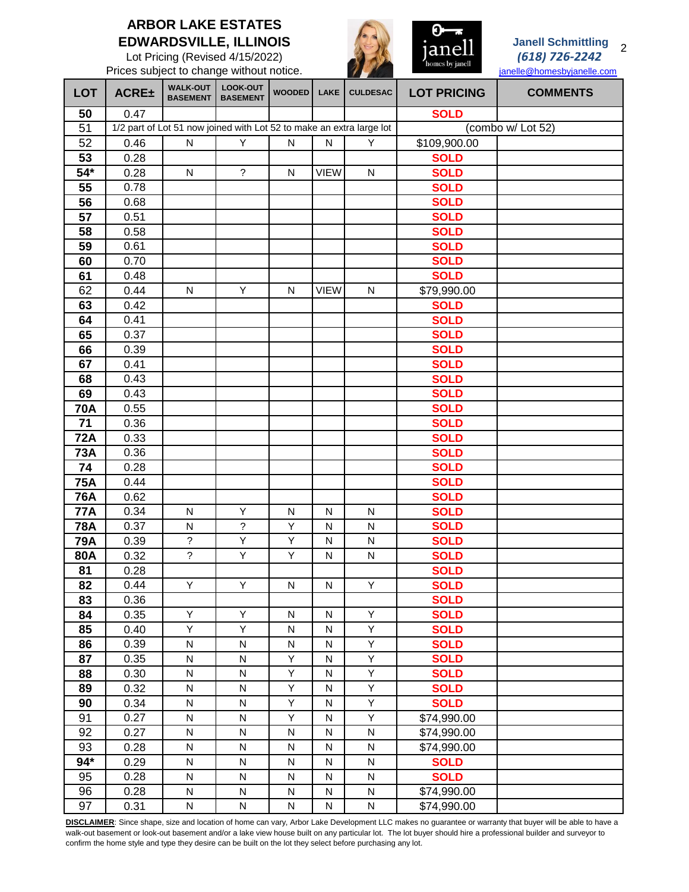# ARBOR LAKE ESTATES
## EDWARDSVILLE, ILLINOIS

Lot Pricing (Revised 4/15/2022)
Prices subject to change without notice.

**Janell Schmittling**
***(618) 726-2242***
janelle@homesbyjanelle.com

| LOT | ACRE± | WALK-OUT BASEMENT | LOOK-OUT BASEMENT | WOODED | LAKE | CULDESAC | LOT PRICING | COMMENTS |
|---|---|---|---|---|---|---|---|---|
| **50** | 0.47 | | | | | | **SOLD** | |
| 51 | 1/2 part of Lot 51 now joined with Lot 52 to make an extra large lot | | | | | | (combo w/ Lot 52) | |
| 52 | 0.46 | N | Y | N | N | Y | $109,900.00 | |
| **53** | 0.28 | | | | | | **SOLD** | |
| **54*** | 0.28 | N | ? | N | VIEW | N | **SOLD** | |
| **55** | 0.78 | | | | | | **SOLD** | |
| **56** | 0.68 | | | | | | **SOLD** | |
| **57** | 0.51 | | | | | | **SOLD** | |
| **58** | 0.58 | | | | | | **SOLD** | |
| **59** | 0.61 | | | | | | **SOLD** | |
| **60** | 0.70 | | | | | | **SOLD** | |
| **61** | 0.48 | | | | | | **SOLD** | |
| 62 | 0.44 | N | Y | N | VIEW | N | $79,990.00 | |
| **63** | 0.42 | | | | | | **SOLD** | |
| **64** | 0.41 | | | | | | **SOLD** | |
| **65** | 0.37 | | | | | | **SOLD** | |
| **66** | 0.39 | | | | | | **SOLD** | |
| **67** | 0.41 | | | | | | **SOLD** | |
| **68** | 0.43 | | | | | | **SOLD** | |
| **69** | 0.43 | | | | | | **SOLD** | |
| **70A** | 0.55 | | | | | | **SOLD** | |
| **71** | 0.36 | | | | | | **SOLD** | |
| **72A** | 0.33 | | | | | | **SOLD** | |
| **73A** | 0.36 | | | | | | **SOLD** | |
| **74** | 0.28 | | | | | | **SOLD** | |
| **75A** | 0.44 | | | | | | **SOLD** | |
| **76A** | 0.62 | | | | | | **SOLD** | |
| **77A** | 0.34 | N | Y | N | N | N | **SOLD** | |
| **78A** | 0.37 | N | ? | Y | N | N | **SOLD** | |
| **79A** | 0.39 | ? | Y | Y | N | N | **SOLD** | |
| **80A** | 0.32 | ? | Y | Y | N | N | **SOLD** | |
| **81** | 0.28 | | | | | | **SOLD** | |
| **82** | 0.44 | Y | Y | N | N | Y | **SOLD** | |
| **83** | 0.36 | | | | | | **SOLD** | |
| **84** | 0.35 | Y | Y | N | N | Y | **SOLD** | |
| **85** | 0.40 | Y | Y | N | N | Y | **SOLD** | |
| **86** | 0.39 | N | N | N | N | Y | **SOLD** | |
| **87** | 0.35 | N | N | Y | N | Y | **SOLD** | |
| **88** | 0.30 | N | N | Y | N | Y | **SOLD** | |
| **89** | 0.32 | N | N | Y | N | Y | **SOLD** | |
| **90** | 0.34 | N | N | Y | N | Y | **SOLD** | |
| 91 | 0.27 | N | N | Y | N | Y | $74,990.00 | |
| 92 | 0.27 | N | N | N | N | N | $74,990.00 | |
| 93 | 0.28 | N | N | N | N | N | $74,990.00 | |
| **94*** | 0.29 | N | N | N | N | N | **SOLD** | |
| 95 | 0.28 | N | N | N | N | N | **SOLD** | |
| 96 | 0.28 | N | N | N | N | N | $74,990.00 | |
| 97 | 0.31 | N | N | N | N | N | $74,990.00 | |

**DISCLAIMER**: Since shape, size and location of home can vary, Arbor Lake Development LLC makes no guarantee or warranty that buyer will be able to have a walk-out basement or look-out basement and/or a lake view house built on any particular lot. The lot buyer should hire a professional builder and surveyor to confirm the home style and type they desire can be built on the lot they select before purchasing any lot.